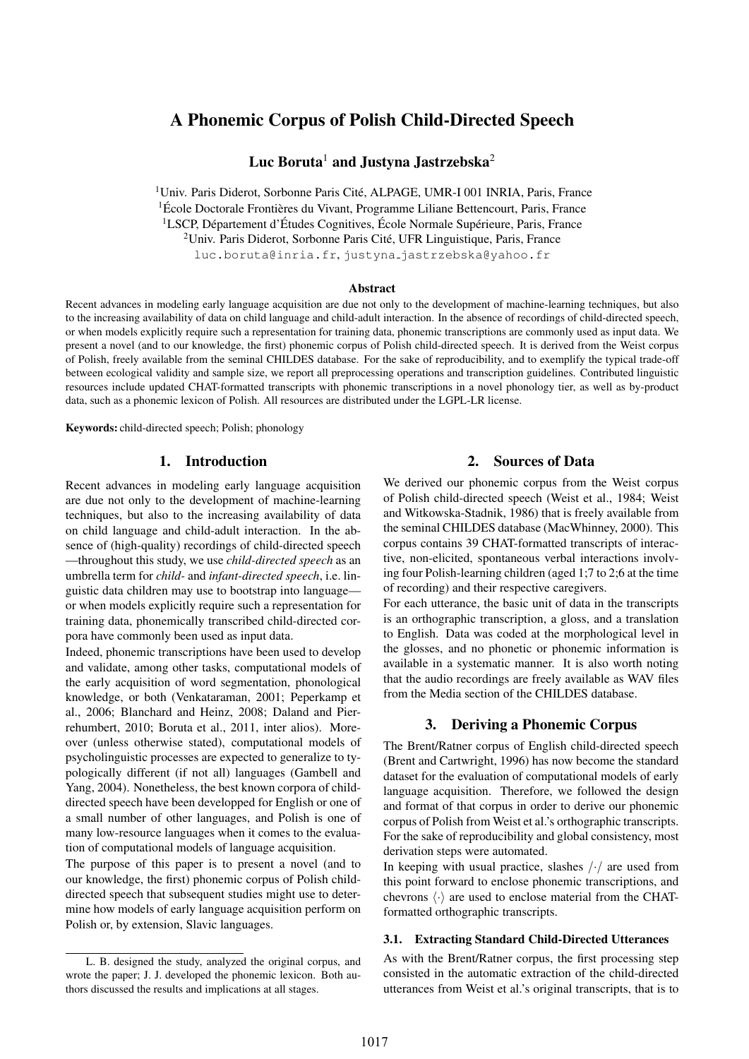# A Phonemic Corpus of Polish Child-Directed Speech

**Luc Boruta[1] and Justyna Jastrzebska[2]**

[1]Univ. Paris Diderot, Sorbonne Paris Cité, ALPAGE, UMR-I 001 INRIA, Paris, France
[1]École Doctorale Frontières du Vivant, Programme Liliane Bettencourt, Paris, France
[1]LSCP, Département d'Études Cognitives, École Normale Supérieure, Paris, France
[2]Univ. Paris Diderot, Sorbonne Paris Cité, UFR Linguistique, Paris, France
luc.boruta@inria.fr, justyna_jastrzebska@yahoo.fr

### Abstract

Recent advances in modeling early language acquisition are due not only to the development of machine-learning techniques, but also to the increasing availability of data on child language and child-adult interaction. In the absence of recordings of child-directed speech, or when models explicitly require such a representation for training data, phonemic transcriptions are commonly used as input data. We present a novel (and to our knowledge, the first) phonemic corpus of Polish child-directed speech. It is derived from the Weist corpus of Polish, freely available from the seminal CHILDES database. For the sake of reproducibility, and to exemplify the typical trade-off between ecological validity and sample size, we report all preprocessing operations and transcription guidelines. Contributed linguistic resources include updated CHAT-formatted transcripts with phonemic transcriptions in a novel phonology tier, as well as by-product data, such as a phonemic lexicon of Polish. All resources are distributed under the LGPL-LR license.

**Keywords:** child-directed speech; Polish; phonology

## 1. Introduction

Recent advances in modeling early language acquisition are due not only to the development of machine-learning techniques, but also to the increasing availability of data on child language and child-adult interaction. In the absence of (high-quality) recordings of child-directed speech —throughout this study, we use *child-directed speech* as an umbrella term for *child-* and *infant-directed speech*, i.e. linguistic data children may use to bootstrap into language— or when models explicitly require such a representation for training data, phonemically transcribed child-directed corpora have commonly been used as input data.

Indeed, phonemic transcriptions have been used to develop and validate, among other tasks, computational models of the early acquisition of word segmentation, phonological knowledge, or both (Venkataraman, 2001; Peperkamp et al., 2006; Blanchard and Heinz, 2008; Daland and Pierrehumbert, 2010; Boruta et al., 2011, inter alios). Moreover (unless otherwise stated), computational models of psycholinguistic processes are expected to generalize to typologically different (if not all) languages (Gambell and Yang, 2004). Nonetheless, the best known corpora of child-directed speech have been developped for English or one of a small number of other languages, and Polish is one of many low-resource languages when it comes to the evaluation of computational models of language acquisition.

The purpose of this paper is to present a novel (and to our knowledge, the first) phonemic corpus of Polish child-directed speech that subsequent studies might use to determine how models of early language acquisition perform on Polish or, by extension, Slavic languages.

L. B. designed the study, analyzed the original corpus, and wrote the paper; J. J. developed the phonemic lexicon. Both authors discussed the results and implications at all stages.

## 2. Sources of Data

We derived our phonemic corpus from the Weist corpus of Polish child-directed speech (Weist et al., 1984; Weist and Witkowska-Stadnik, 1986) that is freely available from the seminal CHILDES database (MacWhinney, 2000). This corpus contains 39 CHAT-formatted transcripts of interactive, non-elicited, spontaneous verbal interactions involving four Polish-learning children (aged 1;7 to 2;6 at the time of recording) and their respective caregivers.

For each utterance, the basic unit of data in the transcripts is an orthographic transcription, a gloss, and a translation to English. Data was coded at the morphological level in the glosses, and no phonetic or phonemic information is available in a systematic manner. It is also worth noting that the audio recordings are freely available as WAV files from the Media section of the CHILDES database.

## 3. Deriving a Phonemic Corpus

The Brent/Ratner corpus of English child-directed speech (Brent and Cartwright, 1996) has now become the standard dataset for the evaluation of computational models of early language acquisition. Therefore, we followed the design and format of that corpus in order to derive our phonemic corpus of Polish from Weist et al.'s orthographic transcripts. For the sake of reproducibility and global consistency, most derivation steps were automated.

In keeping with usual practice, slashes /·/ are used from this point forward to enclose phonemic transcriptions, and chevrons ⟨·⟩ are used to enclose material from the CHAT-formatted orthographic transcripts.

### 3.1. Extracting Standard Child-Directed Utterances

As with the Brent/Ratner corpus, the first processing step consisted in the automatic extraction of the child-directed utterances from Weist et al.'s original transcripts, that is to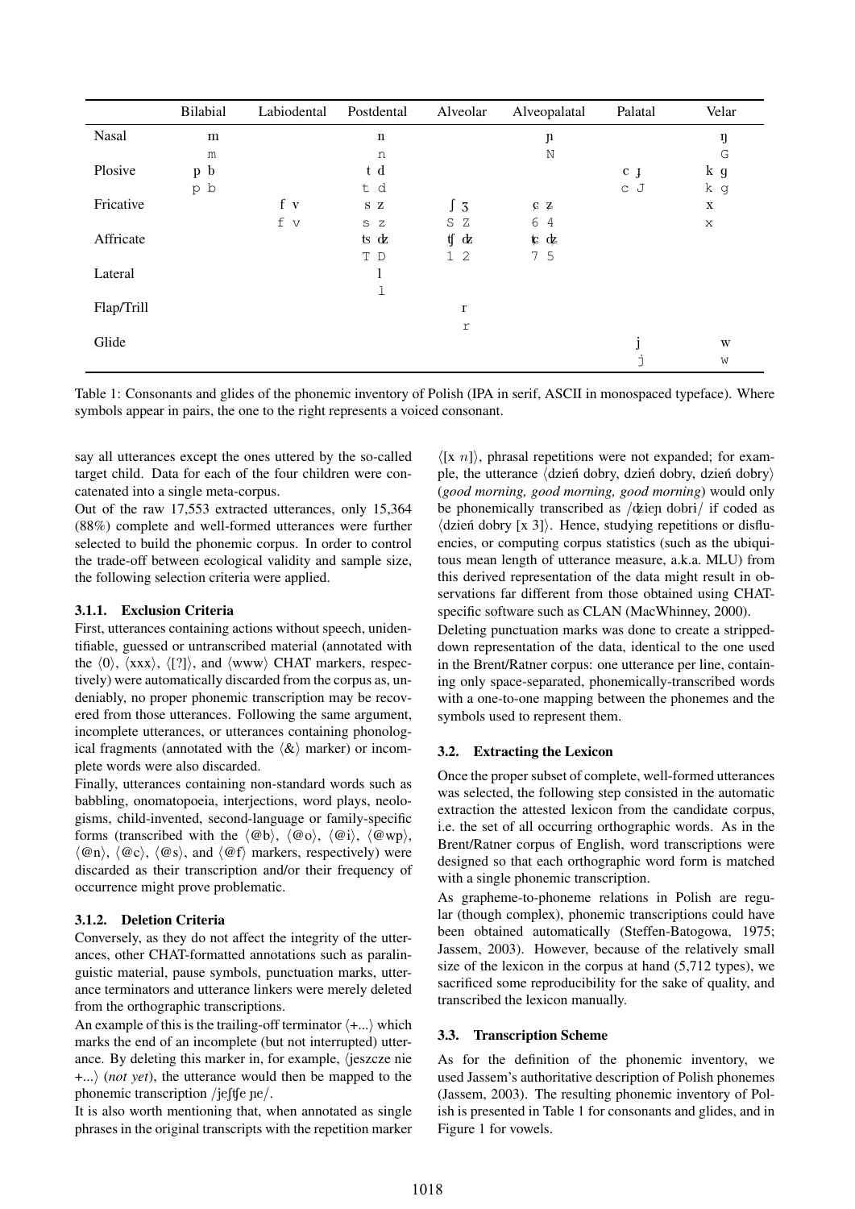| | Bilabial | Labiodental | Postdental | Alveolar | Alveopalatal | Palatal | Velar |
|---|---|---|---|---|---|---|---|
| Nasal | m | | n | | ɲ | | ŋ |
| | m | | n | | N | | G |
| Plosive | p b | | t d | | | c ɟ | k g |
| | p b | | t d | | | c J | k g |
| Fricative | | f v | s z | ʃ ʒ | ɕ ʑ | | x |
| | | f v | s z | S Z | 6 4 | | x |
| Affricate | | | ʦ ʣ | ʧ ʤ | ʨ ʥ | | |
| | | | T D | 1 2 | 7 5 | | |
| Lateral | | | l | | | | |
| | | | l | | | | |
| Flap/Trill | | | | r | | | |
| | | | | r | | | |
| Glide | | | | | | j | w |
| | | | | | | j | w |

Table 1: Consonants and glides of the phonemic inventory of Polish (IPA in serif, ASCII in monospaced typeface). Where symbols appear in pairs, the one to the right represents a voiced consonant.

say all utterances except the ones uttered by the so-called target child. Data for each of the four children were concatenated into a single meta-corpus.

Out of the raw 17,553 extracted utterances, only 15,364 (88%) complete and well-formed utterances were further selected to build the phonemic corpus. In order to control the trade-off between ecological validity and sample size, the following selection criteria were applied.

#### 3.1.1. Exclusion Criteria

First, utterances containing actions without speech, unidentifiable, guessed or untranscribed material (annotated with the ⟨0⟩, ⟨xxx⟩, ⟨[?]⟩, and ⟨www⟩ CHAT markers, respectively) were automatically discarded from the corpus as, undeniably, no proper phonemic transcription may be recovered from those utterances. Following the same argument, incomplete utterances, or utterances containing phonological fragments (annotated with the ⟨&⟩ marker) or incomplete words were also discarded.

Finally, utterances containing non-standard words such as babbling, onomatopoeia, interjections, word plays, neologisms, child-invented, second-language or family-specific forms (transcribed with the ⟨@b⟩, ⟨@o⟩, ⟨@i⟩, ⟨@wp⟩, ⟨@n⟩, ⟨@c⟩, ⟨@s⟩, and ⟨@f⟩ markers, respectively) were discarded as their transcription and/or their frequency of occurrence might prove problematic.

#### 3.1.2. Deletion Criteria

Conversely, as they do not affect the integrity of the utterances, other CHAT-formatted annotations such as paralinguistic material, pause symbols, punctuation marks, utterance terminators and utterance linkers were merely deleted from the orthographic transcriptions.

An example of this is the trailing-off terminator ⟨+...⟩ which marks the end of an incomplete (but not interrupted) utterance. By deleting this marker in, for example, ⟨jeszcze nie +...⟩ (*not yet*), the utterance would then be mapped to the phonemic transcription /jeʃʧe ɲe/.

It is also worth mentioning that, when annotated as single phrases in the original transcripts with the repetition marker ⟨[x *n*]⟩, phrasal repetitions were not expanded; for example, the utterance ⟨dzień dobry, dzień dobry, dzień dobry⟩ (*good morning, good morning, good morning*) would only be phonemically transcribed as /ʥieɲ dobrɨ/ if coded as ⟨dzień dobry [x 3]⟩. Hence, studying repetitions or disfluencies, or computing corpus statistics (such as the ubiquitous mean length of utterance measure, a.k.a. MLU) from this derived representation of the data might result in observations far different from those obtained using CHAT-specific software such as CLAN (MacWhinney, 2000).

Deleting punctuation marks was done to create a stripped-down representation of the data, identical to the one used in the Brent/Ratner corpus: one utterance per line, containing only space-separated, phonemically-transcribed words with a one-to-one mapping between the phonemes and the symbols used to represent them.

### 3.2. Extracting the Lexicon

Once the proper subset of complete, well-formed utterances was selected, the following step consisted in the automatic extraction the attested lexicon from the candidate corpus, i.e. the set of all occurring orthographic words. As in the Brent/Ratner corpus of English, word transcriptions were designed so that each orthographic word form is matched with a single phonemic transcription.

As grapheme-to-phoneme relations in Polish are regular (though complex), phonemic transcriptions could have been obtained automatically (Steffen-Batogowa, 1975; Jassem, 2003). However, because of the relatively small size of the lexicon in the corpus at hand (5,712 types), we sacrificed some reproducibility for the sake of quality, and transcribed the lexicon manually.

### 3.3. Transcription Scheme

As for the definition of the phonemic inventory, we used Jassem's authoritative description of Polish phonemes (Jassem, 2003). The resulting phonemic inventory of Polish is presented in Table 1 for consonants and glides, and in Figure 1 for vowels.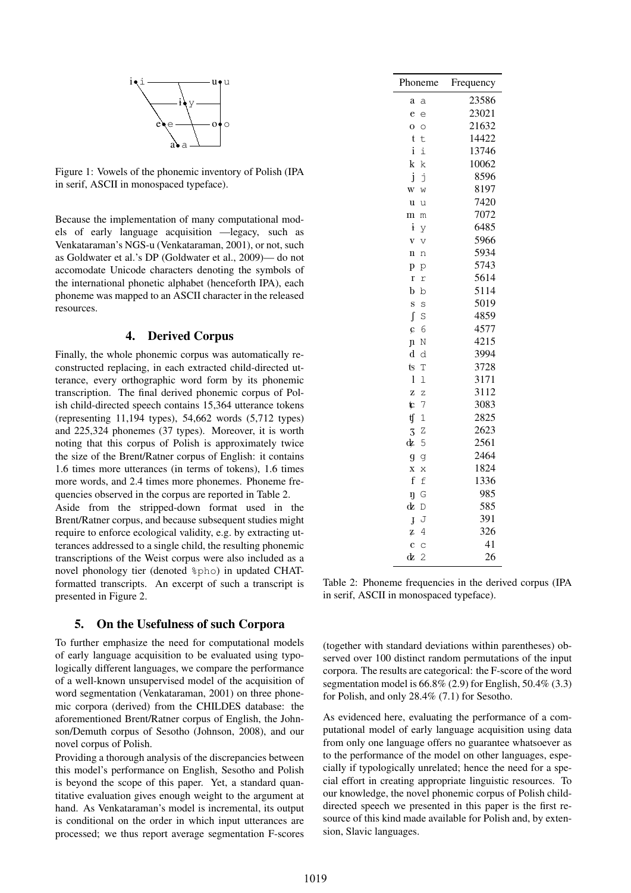Figure 1: Vowels of the phonemic inventory of Polish (IPA in serif, ASCII in monospaced typeface).

Because the implementation of many computational models of early language acquisition —legacy, such as Venkataraman's NGS-u (Venkataraman, 2001), or not, such as Goldwater et al.'s DP (Goldwater et al., 2009)— do not accomodate Unicode characters denoting the symbols of the international phonetic alphabet (henceforth IPA), each phoneme was mapped to an ASCII character in the released resources.

## 4. Derived Corpus

Finally, the whole phonemic corpus was automatically reconstructed replacing, in each extracted child-directed utterance, every orthographic word form by its phonemic transcription. The final derived phonemic corpus of Polish child-directed speech contains 15,364 utterance tokens (representing 11,194 types), 54,662 words (5,712 types) and 225,324 phonemes (37 types). Moreover, it is worth noting that this corpus of Polish is approximately twice the size of the Brent/Ratner corpus of English: it contains 1.6 times more utterances (in terms of tokens), 1.6 times more words, and 2.4 times more phonemes. Phoneme frequencies observed in the corpus are reported in Table 2.

Aside from the stripped-down format used in the Brent/Ratner corpus, and because subsequent studies might require to enforce ecological validity, e.g. by extracting utterances addressed to a single child, the resulting phonemic transcriptions of the Weist corpus were also included as a novel phonology tier (denoted `%pho`) in updated CHAT-formatted transcripts. An excerpt of such a transcript is presented in Figure 2.

| Phoneme | | Frequency |
|---|---|---|
| a | `a` | 23586 |
| e | `e` | 23021 |
| o | `o` | 21632 |
| t | `t` | 14422 |
| i | `i` | 13746 |
| k | `k` | 10062 |
| j | `j` | 8596 |
| w | `w` | 8197 |
| u | `u` | 7420 |
| m | `m` | 7072 |
| ɨ | `y` | 6485 |
| v | `v` | 5966 |
| n | `n` | 5934 |
| p | `p` | 5743 |
| r | `r` | 5614 |
| b | `b` | 5114 |
| s | `s` | 5019 |
| ʃ | `S` | 4859 |
| ɕ | `6` | 4577 |
| ɲ | `N` | 4215 |
| d | `d` | 3994 |
| ts | `T` | 3728 |
| l | `l` | 3171 |
| z | `z` | 3112 |
| tɕ | `7` | 3083 |
| tʃ | `1` | 2825 |
| ʒ | `Z` | 2623 |
| dʑ | `5` | 2561 |
| g | `g` | 2464 |
| x | `x` | 1824 |
| f | `f` | 1336 |
| ŋ | `G` | 985 |
| dz | `D` | 585 |
| ɟ | `J` | 391 |
| ʑ | `4` | 326 |
| c | `c` | 41 |
| dʒ | `2` | 26 |

Table 2: Phoneme frequencies in the derived corpus (IPA in serif, ASCII in monospaced typeface).

## 5. On the Usefulness of such Corpora

To further emphasize the need for computational models of early language acquisition to be evaluated using typologically different languages, we compare the performance of a well-known unsupervised model of the acquisition of word segmentation (Venkataraman, 2001) on three phonemic corpora (derived) from the CHILDES database: the aforementioned Brent/Ratner corpus of English, the Johnson/Demuth corpus of Sesotho (Johnson, 2008), and our novel corpus of Polish.

Providing a thorough analysis of the discrepancies between this model's performance on English, Sesotho and Polish is beyond the scope of this paper. Yet, a standard quantitative evaluation gives enough weight to the argument at hand. As Venkataraman's model is incremental, its output is conditional on the order in which input utterances are processed; we thus report average segmentation F-scores (together with standard deviations within parentheses) observed over 100 distinct random permutations of the input corpora. The results are categorical: the F-score of the word segmentation model is 66.8% (2.9) for English, 50.4% (3.3) for Polish, and only 28.4% (7.1) for Sesotho.

As evidenced here, evaluating the performance of a computational model of early language acquisition using data from only one language offers no guarantee whatsoever as to the performance of the model on other languages, especially if typologically unrelated; hence the need for a special effort in creating appropriate linguistic resources. To our knowledge, the novel phonemic corpus of Polish child-directed speech we presented in this paper is the first resource of this kind made available for Polish and, by extension, Slavic languages.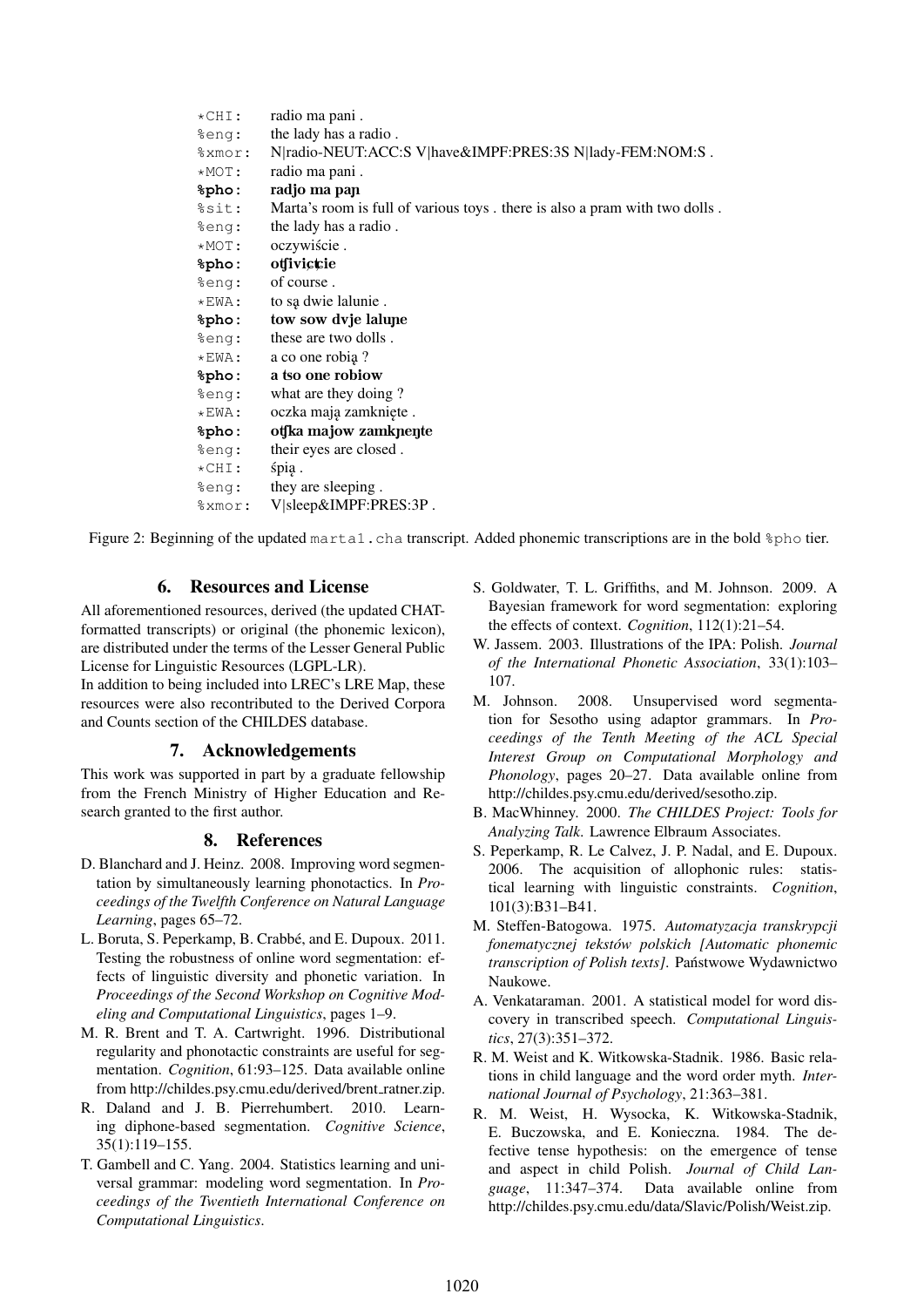```
*CHI:   radio ma pani .
%eng:   the lady has a radio .
%xmor:  N|radio-NEUT:ACC:S V|have&IMPF:PRES:3S N|lady-FEM:NOM:S .
*MOT:   radio ma pani .
%pho:   radjo ma paɲ
%sit:   Marta's room is full of various toys . there is also a pram with two dolls .
%eng:   the lady has a radio .
*MOT:   oczywiście .
%pho:   otʃiviɕtɕie
%eng:   of course .
*EWA:   to są dwie lalunie .
%pho:   tow sow dvje laluɲe
%eng:   these are two dolls .
*EWA:   a co one robią ?
%pho:   a tso one robiow
%eng:   what are they doing ?
*EWA:   oczka mają zamknięte .
%pho:   otʃka majow zamkɲeɲte
%eng:   their eyes are closed .
*CHI:   śpią .
%eng:   they are sleeping .
%xmor:  V|sleep&IMPF:PRES:3P .
```

Figure 2: Beginning of the updated marta1.cha transcript. Added phonemic transcriptions are in the bold %pho tier.

## 6. Resources and License

All aforementioned resources, derived (the updated CHAT-formatted transcripts) or original (the phonemic lexicon), are distributed under the terms of the Lesser General Public License for Linguistic Resources (LGPL-LR).

In addition to being included into LREC's LRE Map, these resources were also recontributed to the Derived Corpora and Counts section of the CHILDES database.

## 7. Acknowledgements

This work was supported in part by a graduate fellowship from the French Ministry of Higher Education and Research granted to the first author.

## 8. References

D. Blanchard and J. Heinz. 2008. Improving word segmentation by simultaneously learning phonotactics. In *Proceedings of the Twelfth Conference on Natural Language Learning*, pages 65–72.

L. Boruta, S. Peperkamp, B. Crabbé, and E. Dupoux. 2011. Testing the robustness of online word segmentation: effects of linguistic diversity and phonetic variation. In *Proceedings of the Second Workshop on Cognitive Modeling and Computational Linguistics*, pages 1–9.

M. R. Brent and T. A. Cartwright. 1996. Distributional regularity and phonotactic constraints are useful for segmentation. *Cognition*, 61:93–125. Data available online from http://childes.psy.cmu.edu/derived/brent_ratner.zip.

R. Daland and J. B. Pierrehumbert. 2010. Learning diphone-based segmentation. *Cognitive Science*, 35(1):119–155.

T. Gambell and C. Yang. 2004. Statistics learning and universal grammar: modeling word segmentation. In *Proceedings of the Twentieth International Conference on Computational Linguistics*.

S. Goldwater, T. L. Griffiths, and M. Johnson. 2009. A Bayesian framework for word segmentation: exploring the effects of context. *Cognition*, 112(1):21–54.

W. Jassem. 2003. Illustrations of the IPA: Polish. *Journal of the International Phonetic Association*, 33(1):103–107.

M. Johnson. 2008. Unsupervised word segmentation for Sesotho using adaptor grammars. In *Proceedings of the Tenth Meeting of the ACL Special Interest Group on Computational Morphology and Phonology*, pages 20–27. Data available online from http://childes.psy.cmu.edu/derived/sesotho.zip.

B. MacWhinney. 2000. *The CHILDES Project: Tools for Analyzing Talk*. Lawrence Elbraum Associates.

S. Peperkamp, R. Le Calvez, J. P. Nadal, and E. Dupoux. 2006. The acquisition of allophonic rules: statistical learning with linguistic constraints. *Cognition*, 101(3):B31–B41.

M. Steffen-Batogowa. 1975. *Automatyzacja transkrypcji fonematycznej tekstów polskich [Automatic phonemic transcription of Polish texts]*. Państwowe Wydawnictwo Naukowe.

A. Venkataraman. 2001. A statistical model for word discovery in transcribed speech. *Computational Linguistics*, 27(3):351–372.

R. M. Weist and K. Witkowska-Stadnik. 1986. Basic relations in child language and the word order myth. *International Journal of Psychology*, 21:363–381.

R. M. Weist, H. Wysocka, K. Witkowska-Stadnik, E. Buczowska, and E. Konieczna. 1984. The defective tense hypothesis: on the emergence of tense and aspect in child Polish. *Journal of Child Language*, 11:347–374. Data available online from http://childes.psy.cmu.edu/data/Slavic/Polish/Weist.zip.